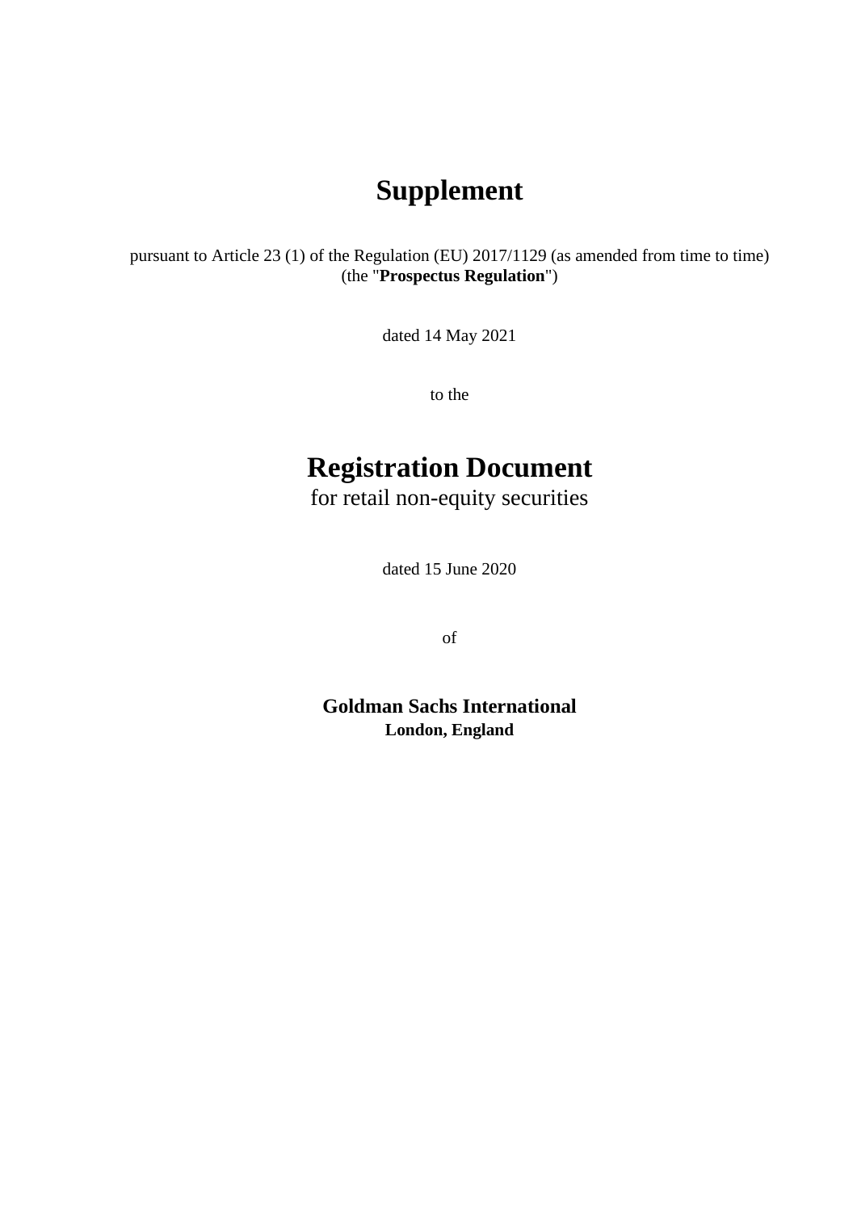# Supplement

pursuant to Article 23 (1) of the Regulation (EU) 2017/1129 (as amended from time to time) (the "**Prospectus Regulation**")

dated 14 May 2021

to the

# Registration Document

for retail non-equity securities

dated 15 June 2020

of

**Goldman Sachs International**
**London, England**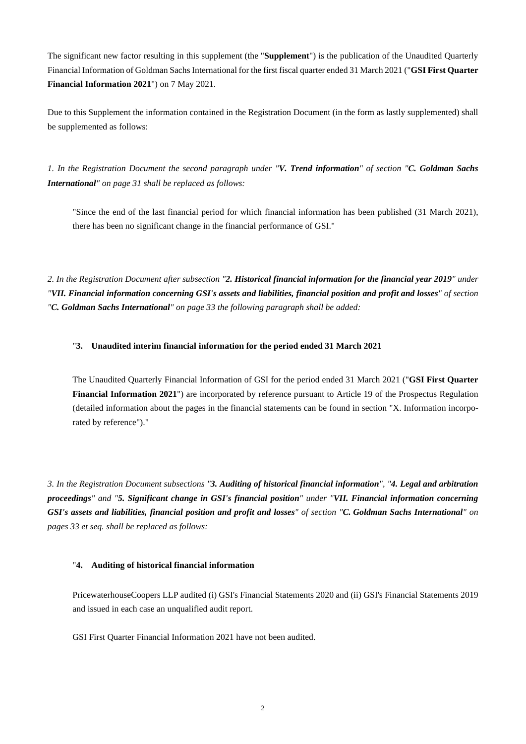The significant new factor resulting in this supplement (the "**Supplement**") is the publication of the Unaudited Quarterly Financial Information of Goldman Sachs International for the first fiscal quarter ended 31 March 2021 ("**GSI First Quarter Financial Information 2021**") on 7 May 2021.

Due to this Supplement the information contained in the Registration Document (in the form as lastly supplemented) shall be supplemented as follows:

*1. In the Registration Document the second paragraph under "**V. Trend information**" of section "**C. Goldman Sachs International**" on page 31 shall be replaced as follows:*

> "Since the end of the last financial period for which financial information has been published (31 March 2021), there has been no significant change in the financial performance of GSI."

*2. In the Registration Document after subsection "**2. Historical financial information for the financial year 2019**" under "**VII. Financial information concerning GSI's assets and liabilities, financial position and profit and losses**" of section "**C. Goldman Sachs International**" on page 33 the following paragraph shall be added:*

> "**3. Unaudited interim financial information for the period ended 31 March 2021**
>
> The Unaudited Quarterly Financial Information of GSI for the period ended 31 March 2021 ("**GSI First Quarter Financial Information 2021**") are incorporated by reference pursuant to Article 19 of the Prospectus Regulation (detailed information about the pages in the financial statements can be found in section "X. Information incorporated by reference")."

*3. In the Registration Document subsections "**3. Auditing of historical financial information**", "**4. Legal and arbitration proceedings**" and "**5. Significant change in GSI's financial position**" under "**VII. Financial information concerning GSI's assets and liabilities, financial position and profit and losses**" of section "**C. Goldman Sachs International**" on pages 33 et seq. shall be replaced as follows:*

> "**4. Auditing of historical financial information**
>
> PricewaterhouseCoopers LLP audited (i) GSI's Financial Statements 2020 and (ii) GSI's Financial Statements 2019 and issued in each case an unqualified audit report.
>
> GSI First Quarter Financial Information 2021 have not been audited.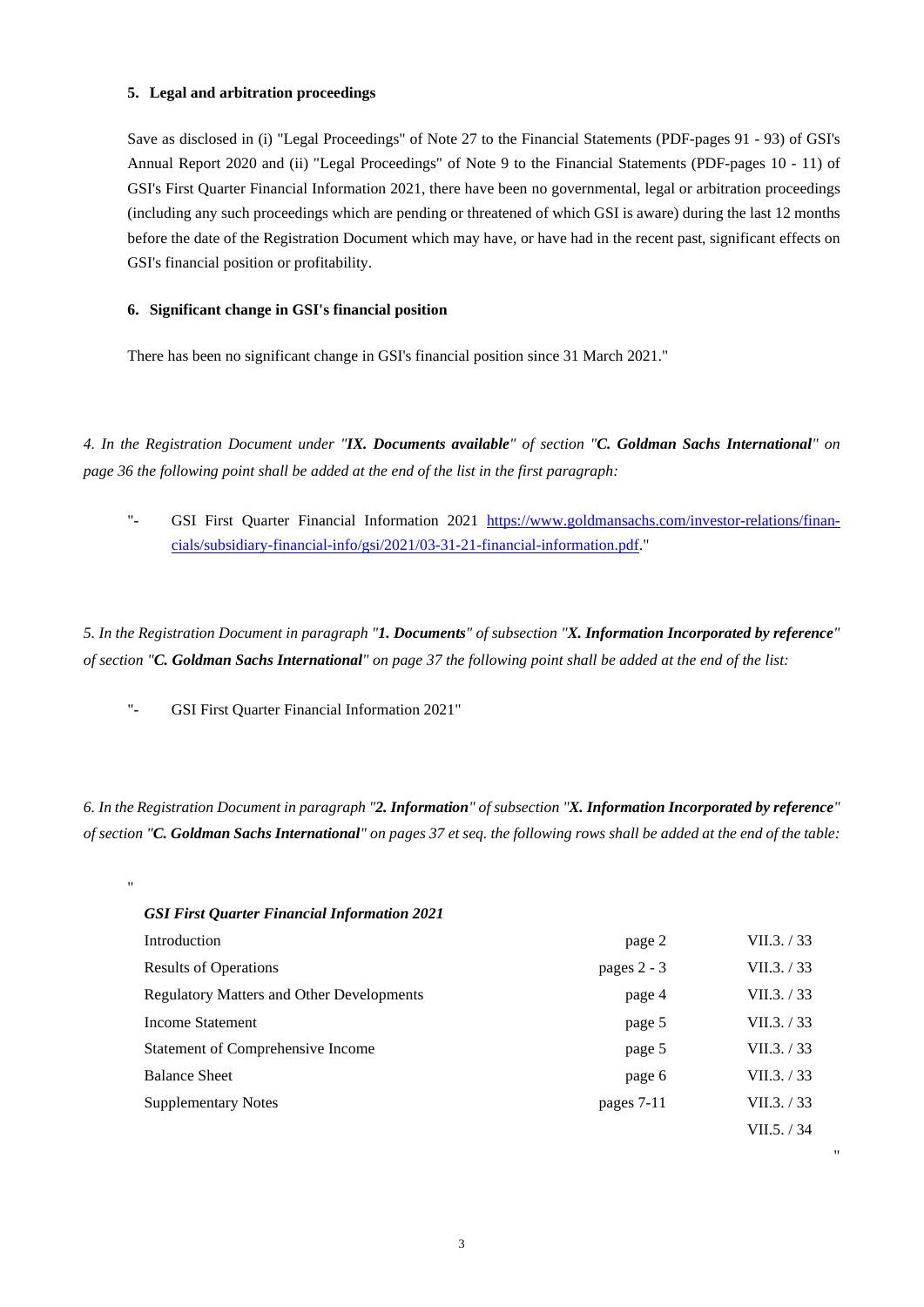**5. Legal and arbitration proceedings**

Save as disclosed in (i) "Legal Proceedings" of Note 27 to the Financial Statements (PDF-pages 91 - 93) of GSI's Annual Report 2020 and (ii) "Legal Proceedings" of Note 9 to the Financial Statements (PDF-pages 10 - 11) of GSI's First Quarter Financial Information 2021, there have been no governmental, legal or arbitration proceedings (including any such proceedings which are pending or threatened of which GSI is aware) during the last 12 months before the date of the Registration Document which may have, or have had in the recent past, significant effects on GSI's financial position or profitability.

**6. Significant change in GSI's financial position**

There has been no significant change in GSI's financial position since 31 March 2021."

*4. In the Registration Document under "**IX. Documents available**" of section "**C. Goldman Sachs International**" on page 36 the following point shall be added at the end of the list in the first paragraph:*

"- GSI First Quarter Financial Information 2021 https://www.goldmansachs.com/investor-relations/financials/subsidiary-financial-info/gsi/2021/03-31-21-financial-information.pdf."

*5. In the Registration Document in paragraph "**1. Documents**" of subsection "**X. Information Incorporated by reference**" of section "**C. Goldman Sachs International**" on page 37 the following point shall be added at the end of the list:*

"- GSI First Quarter Financial Information 2021"

*6. In the Registration Document in paragraph "**2. Information**" of subsection "**X. Information Incorporated by reference**" of section "**C. Goldman Sachs International**" on pages 37 et seq. the following rows shall be added at the end of the table:*

"

| ***GSI First Quarter Financial Information 2021*** | | |
|---|---|---|
| Introduction | page 2 | VII.3. / 33 |
| Results of Operations | pages 2 - 3 | VII.3. / 33 |
| Regulatory Matters and Other Developments | page 4 | VII.3. / 33 |
| Income Statement | page 5 | VII.3. / 33 |
| Statement of Comprehensive Income | page 5 | VII.3. / 33 |
| Balance Sheet | page 6 | VII.3. / 33 |
| Supplementary Notes | pages 7-11 | VII.3. / 33<br>VII.5. / 34 |

"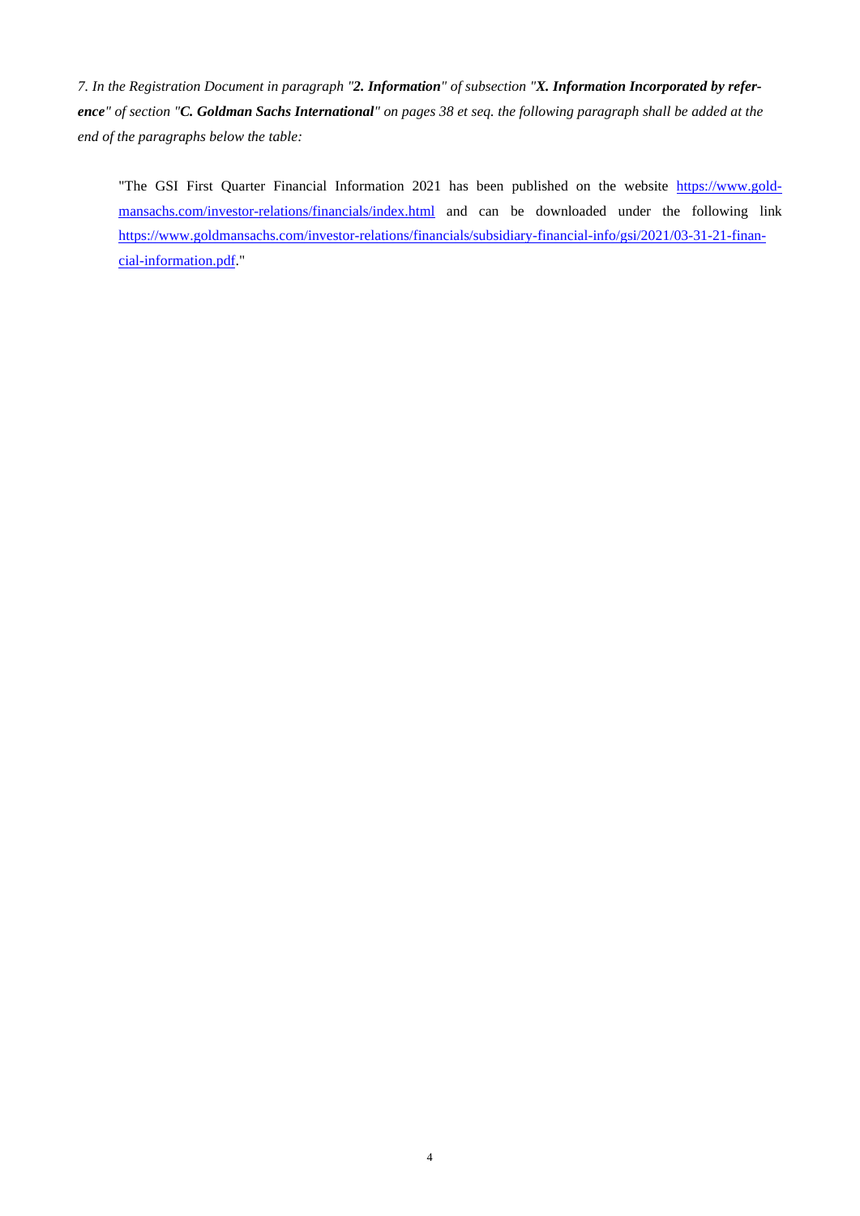*7. In the Registration Document in paragraph "**2. Information**" of subsection "**X. Information Incorporated by reference**" of section "**C. Goldman Sachs International**" on pages 38 et seq. the following paragraph shall be added at the end of the paragraphs below the table:*

> "The GSI First Quarter Financial Information 2021 has been published on the website https://www.goldmansachs.com/investor-relations/financials/index.html and can be downloaded under the following link https://www.goldmansachs.com/investor-relations/financials/subsidiary-financial-info/gsi/2021/03-31-21-financial-information.pdf."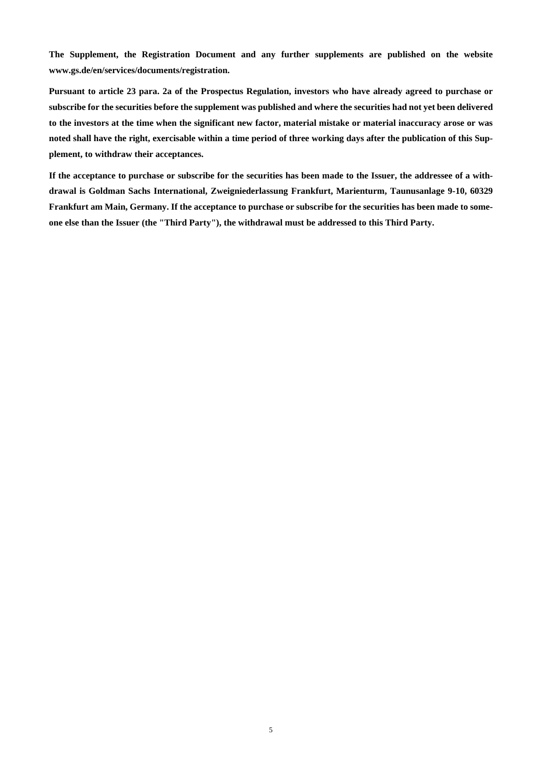**The Supplement, the Registration Document and any further supplements are published on the website www.gs.de/en/services/documents/registration.**

**Pursuant to article 23 para. 2a of the Prospectus Regulation, investors who have already agreed to purchase or subscribe for the securities before the supplement was published and where the securities had not yet been delivered to the investors at the time when the significant new factor, material mistake or material inaccuracy arose or was noted shall have the right, exercisable within a time period of three working days after the publication of this Supplement, to withdraw their acceptances.**

**If the acceptance to purchase or subscribe for the securities has been made to the Issuer, the addressee of a withdrawal is Goldman Sachs International, Zweigniederlassung Frankfurt, Marienturm, Taunusanlage 9-10, 60329 Frankfurt am Main, Germany. If the acceptance to purchase or subscribe for the securities has been made to someone else than the Issuer (the "Third Party"), the withdrawal must be addressed to this Third Party.**